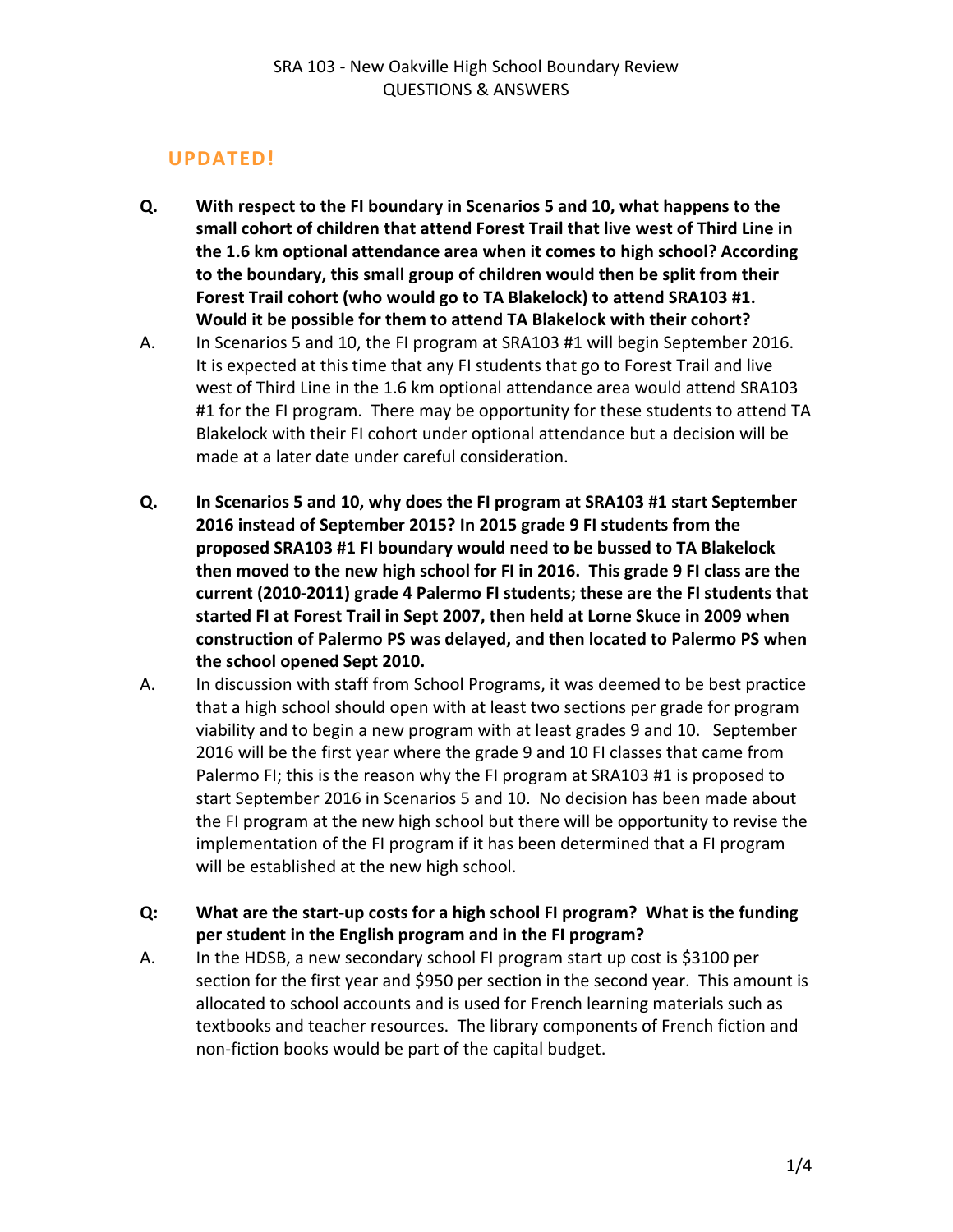SRA 103 - New Oakville High School Boundary Review
QUESTIONS & ANSWERS

## UPDATED!

**Q. With respect to the FI boundary in Scenarios 5 and 10, what happens to the small cohort of children that attend Forest Trail that live west of Third Line in the 1.6 km optional attendance area when it comes to high school? According to the boundary, this small group of children would then be split from their Forest Trail cohort (who would go to TA Blakelock) to attend SRA103 #1. Would it be possible for them to attend TA Blakelock with their cohort?**

A. In Scenarios 5 and 10, the FI program at SRA103 #1 will begin September 2016. It is expected at this time that any FI students that go to Forest Trail and live west of Third Line in the 1.6 km optional attendance area would attend SRA103 #1 for the FI program. There may be opportunity for these students to attend TA Blakelock with their FI cohort under optional attendance but a decision will be made at a later date under careful consideration.

**Q. In Scenarios 5 and 10, why does the FI program at SRA103 #1 start September 2016 instead of September 2015? In 2015 grade 9 FI students from the proposed SRA103 #1 FI boundary would need to be bussed to TA Blakelock then moved to the new high school for FI in 2016. This grade 9 FI class are the current (2010-2011) grade 4 Palermo FI students; these are the FI students that started FI at Forest Trail in Sept 2007, then held at Lorne Skuce in 2009 when construction of Palermo PS was delayed, and then located to Palermo PS when the school opened Sept 2010.**

A. In discussion with staff from School Programs, it was deemed to be best practice that a high school should open with at least two sections per grade for program viability and to begin a new program with at least grades 9 and 10. September 2016 will be the first year where the grade 9 and 10 FI classes that came from Palermo FI; this is the reason why the FI program at SRA103 #1 is proposed to start September 2016 in Scenarios 5 and 10. No decision has been made about the FI program at the new high school but there will be opportunity to revise the implementation of the FI program if it has been determined that a FI program will be established at the new high school.

**Q: What are the start-up costs for a high school FI program? What is the funding per student in the English program and in the FI program?**

A. In the HDSB, a new secondary school FI program start up cost is $3100 per section for the first year and $950 per section in the second year. This amount is allocated to school accounts and is used for French learning materials such as textbooks and teacher resources. The library components of French fiction and non-fiction books would be part of the capital budget.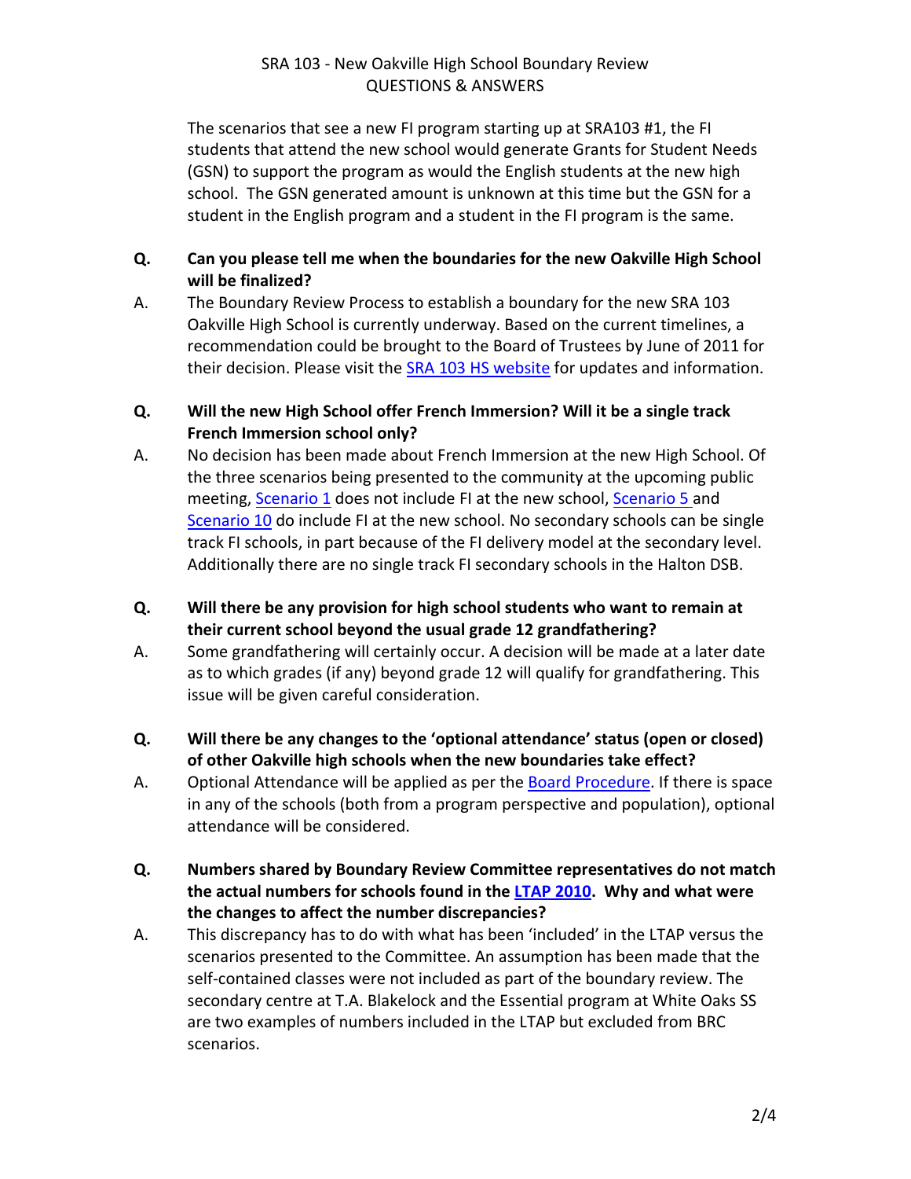The scenarios that see a new FI program starting up at SRA103 #1, the FI students that attend the new school would generate Grants for Student Needs (GSN) to support the program as would the English students at the new high school. The GSN generated amount is unknown at this time but the GSN for a student in the English program and a student in the FI program is the same.

**Q. Can you please tell me when the boundaries for the new Oakville High School will be finalized?**

A. The Boundary Review Process to establish a boundary for the new SRA 103 Oakville High School is currently underway. Based on the current timelines, a recommendation could be brought to the Board of Trustees by June of 2011 for their decision. Please visit the SRA 103 HS website for updates and information.

**Q. Will the new High School offer French Immersion? Will it be a single track French Immersion school only?**

A. No decision has been made about French Immersion at the new High School. Of the three scenarios being presented to the community at the upcoming public meeting, Scenario 1 does not include FI at the new school, Scenario 5 and Scenario 10 do include FI at the new school. No secondary schools can be single track FI schools, in part because of the FI delivery model at the secondary level. Additionally there are no single track FI secondary schools in the Halton DSB.

**Q. Will there be any provision for high school students who want to remain at their current school beyond the usual grade 12 grandfathering?**

A. Some grandfathering will certainly occur. A decision will be made at a later date as to which grades (if any) beyond grade 12 will qualify for grandfathering. This issue will be given careful consideration.

**Q. Will there be any changes to the 'optional attendance' status (open or closed) of other Oakville high schools when the new boundaries take effect?**

A. Optional Attendance will be applied as per the Board Procedure. If there is space in any of the schools (both from a program perspective and population), optional attendance will be considered.

**Q. Numbers shared by Boundary Review Committee representatives do not match the actual numbers for schools found in the LTAP 2010. Why and what were the changes to affect the number discrepancies?**

A. This discrepancy has to do with what has been 'included' in the LTAP versus the scenarios presented to the Committee. An assumption has been made that the self-contained classes were not included as part of the boundary review. The secondary centre at T.A. Blakelock and the Essential program at White Oaks SS are two examples of numbers included in the LTAP but excluded from BRC scenarios.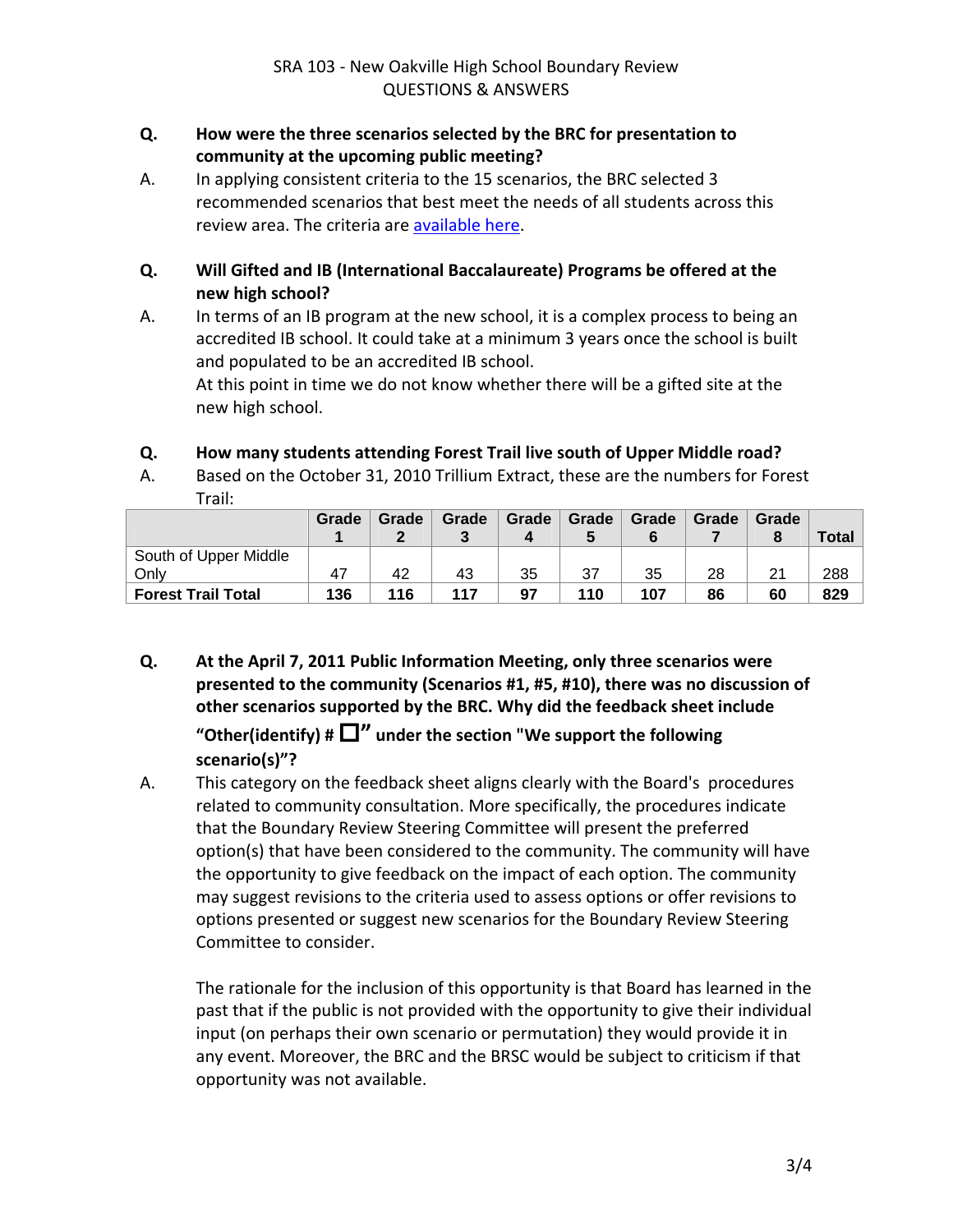SRA 103 - New Oakville High School Boundary Review
QUESTIONS & ANSWERS

**Q. How were the three scenarios selected by the BRC for presentation to community at the upcoming public meeting?**

A. In applying consistent criteria to the 15 scenarios, the BRC selected 3 recommended scenarios that best meet the needs of all students across this review area. The criteria are available here.

**Q. Will Gifted and IB (International Baccalaureate) Programs be offered at the new high school?**

A. In terms of an IB program at the new school, it is a complex process to being an accredited IB school. It could take at a minimum 3 years once the school is built and populated to be an accredited IB school.
At this point in time we do not know whether there will be a gifted site at the new high school.

**Q. How many students attending Forest Trail live south of Upper Middle road?**

A. Based on the October 31, 2010 Trillium Extract, these are the numbers for Forest Trail:

| | Grade 1 | Grade 2 | Grade 3 | Grade 4 | Grade 5 | Grade 6 | Grade 7 | Grade 8 | Total |
|---|---|---|---|---|---|---|---|---|---|
| South of Upper Middle Only | 47 | 42 | 43 | 35 | 37 | 35 | 28 | 21 | 288 |
| **Forest Trail Total** | **136** | **116** | **117** | **97** | **110** | **107** | **86** | **60** | **829** |

**Q. At the April 7, 2011 Public Information Meeting, only three scenarios were presented to the community (Scenarios #1, #5, #10), there was no discussion of other scenarios supported by the BRC. Why did the feedback sheet include "Other(identify) # ☐" under the section "We support the following scenario(s)"?**

A. This category on the feedback sheet aligns clearly with the Board's procedures related to community consultation. More specifically, the procedures indicate that the Boundary Review Steering Committee will present the preferred option(s) that have been considered to the community. The community will have the opportunity to give feedback on the impact of each option. The community may suggest revisions to the criteria used to assess options or offer revisions to options presented or suggest new scenarios for the Boundary Review Steering Committee to consider.

The rationale for the inclusion of this opportunity is that Board has learned in the past that if the public is not provided with the opportunity to give their individual input (on perhaps their own scenario or permutation) they would provide it in any event. Moreover, the BRC and the BRSC would be subject to criticism if that opportunity was not available.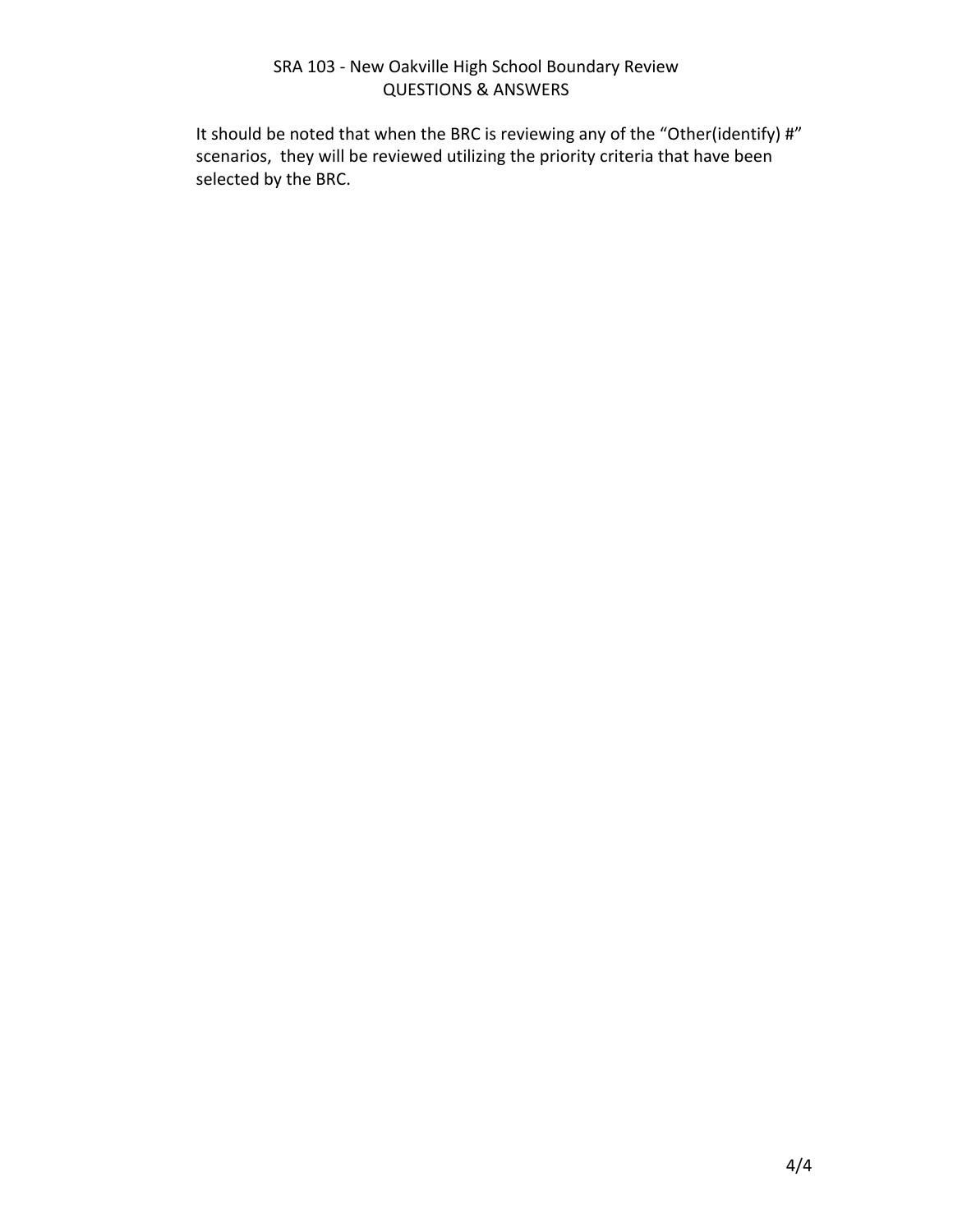It should be noted that when the BRC is reviewing any of the "Other(identify) #" scenarios, they will be reviewed utilizing the priority criteria that have been selected by the BRC.